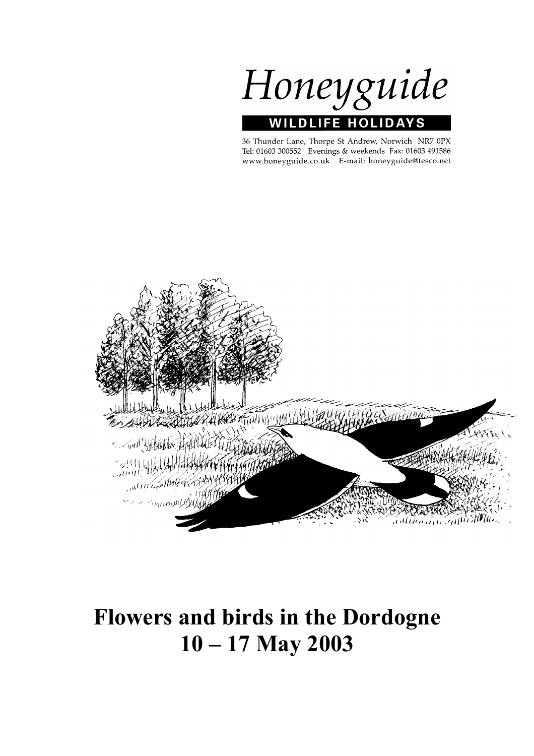# Honeyguide

**WILDLIFE HOLIDAYS**

36 Thunder Lane, Thorpe St Andrew, Norwich NR7 0PX
Tel: 01603 300552 Evenings & weekends Fax: 01603 491586
www.honeyguide.co.uk E-mail: honeyguide@tesco.net

# Flowers and birds in the Dordogne
# 10 – 17 May 2003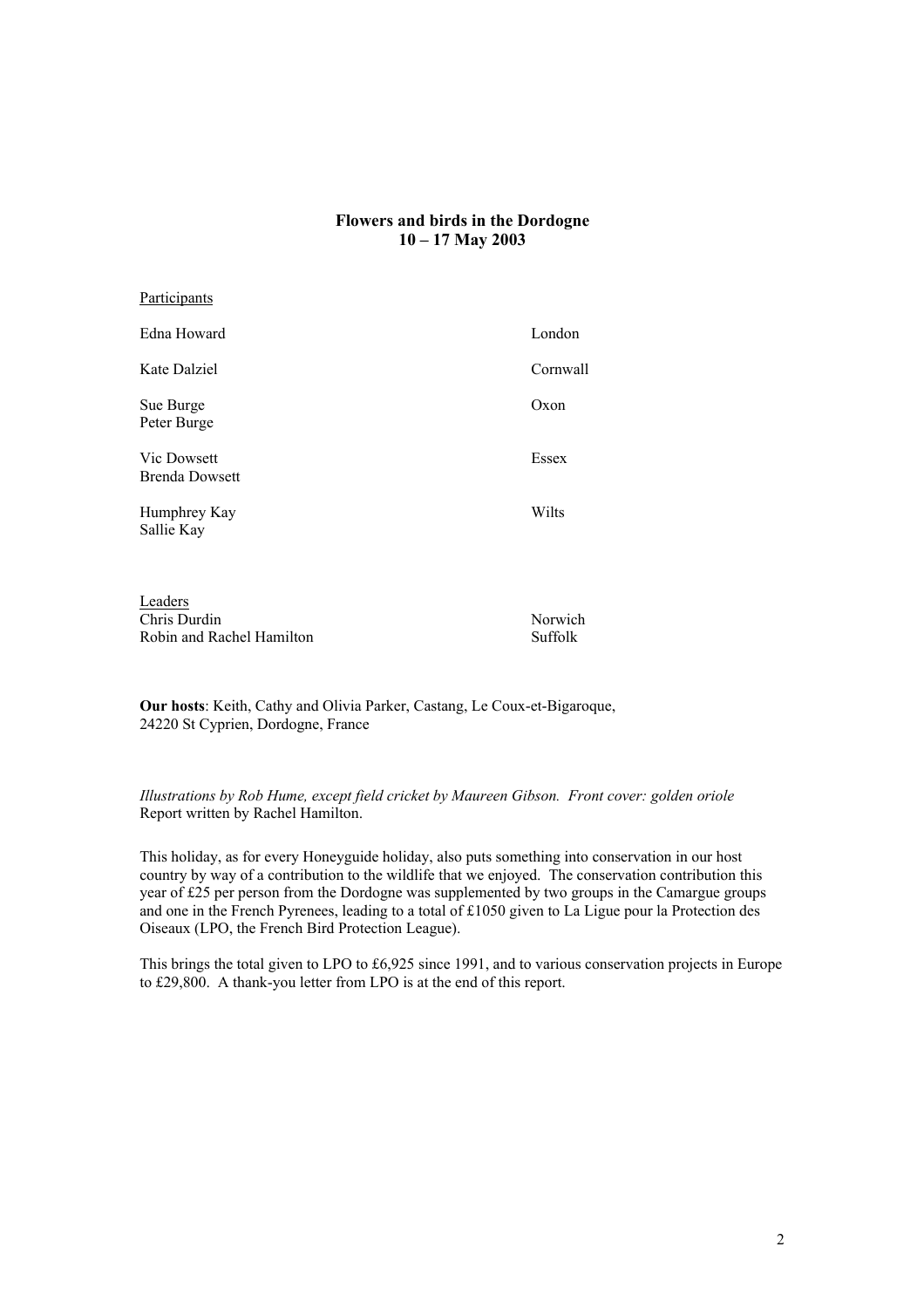**Flowers and birds in the Dordogne**
**10 – 17 May 2003**

Participants

| | |
|---|---|
| Edna Howard | London |
| Kate Dalziel | Cornwall |
| Sue Burge<br>Peter Burge | Oxon |
| Vic Dowsett<br>Brenda Dowsett | Essex |
| Humphrey Kay<br>Sallie Kay | Wilts |

Leaders

| | |
|---|---|
| Chris Durdin | Norwich |
| Robin and Rachel Hamilton | Suffolk |

**Our hosts**: Keith, Cathy and Olivia Parker, Castang, Le Coux-et-Bigaroque, 24220 St Cyprien, Dordogne, France

*Illustrations by Rob Hume, except field cricket by Maureen Gibson. Front cover: golden oriole*
Report written by Rachel Hamilton.

This holiday, as for every Honeyguide holiday, also puts something into conservation in our host country by way of a contribution to the wildlife that we enjoyed. The conservation contribution this year of £25 per person from the Dordogne was supplemented by two groups in the Camargue groups and one in the French Pyrenees, leading to a total of £1050 given to La Ligue pour la Protection des Oiseaux (LPO, the French Bird Protection League).

This brings the total given to LPO to £6,925 since 1991, and to various conservation projects in Europe to £29,800. A thank-you letter from LPO is at the end of this report.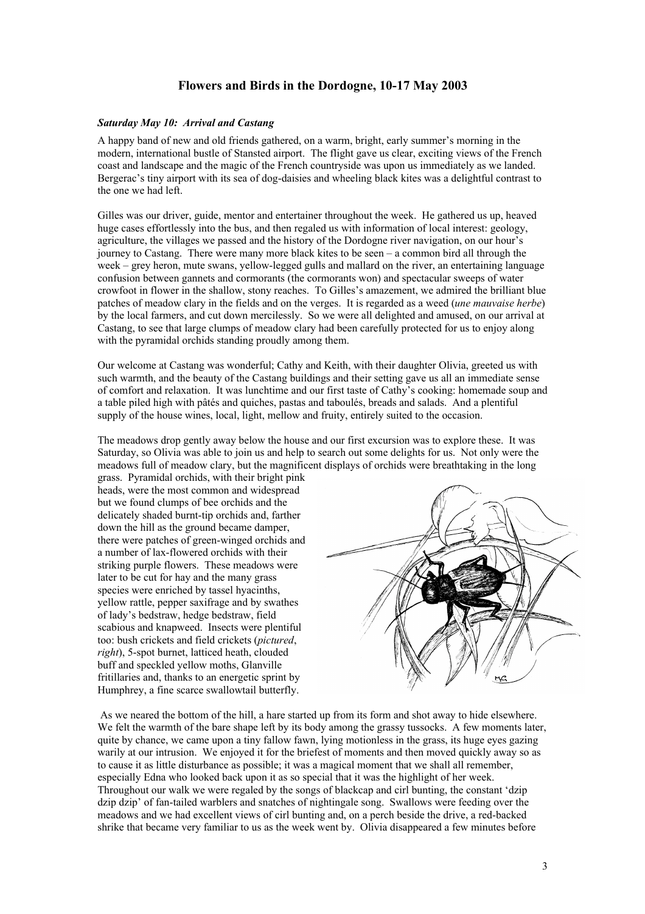# Flowers and Birds in the Dordogne, 10-17 May 2003

***Saturday May 10: Arrival and Castang***

A happy band of new and old friends gathered, on a warm, bright, early summer's morning in the modern, international bustle of Stansted airport. The flight gave us clear, exciting views of the French coast and landscape and the magic of the French countryside was upon us immediately as we landed. Bergerac's tiny airport with its sea of dog-daisies and wheeling black kites was a delightful contrast to the one we had left.

Gilles was our driver, guide, mentor and entertainer throughout the week. He gathered us up, heaved huge cases effortlessly into the bus, and then regaled us with information of local interest: geology, agriculture, the villages we passed and the history of the Dordogne river navigation, on our hour's journey to Castang. There were many more black kites to be seen – a common bird all through the week – grey heron, mute swans, yellow-legged gulls and mallard on the river, an entertaining language confusion between gannets and cormorants (the cormorants won) and spectacular sweeps of water crowfoot in flower in the shallow, stony reaches. To Gilles's amazement, we admired the brilliant blue patches of meadow clary in the fields and on the verges. It is regarded as a weed (*une mauvaise herbe*) by the local farmers, and cut down mercilessly. So we were all delighted and amused, on our arrival at Castang, to see that large clumps of meadow clary had been carefully protected for us to enjoy along with the pyramidal orchids standing proudly among them.

Our welcome at Castang was wonderful; Cathy and Keith, with their daughter Olivia, greeted us with such warmth, and the beauty of the Castang buildings and their setting gave us all an immediate sense of comfort and relaxation. It was lunchtime and our first taste of Cathy's cooking: homemade soup and a table piled high with pâtés and quiches, pastas and taboulés, breads and salads. And a plentiful supply of the house wines, local, light, mellow and fruity, entirely suited to the occasion.

The meadows drop gently away below the house and our first excursion was to explore these. It was Saturday, so Olivia was able to join us and help to search out some delights for us. Not only were the meadows full of meadow clary, but the magnificent displays of orchids were breathtaking in the long grass. Pyramidal orchids, with their bright pink heads, were the most common and widespread but we found clumps of bee orchids and the delicately shaded burnt-tip orchids and, farther down the hill as the ground became damper, there were patches of green-winged orchids and a number of lax-flowered orchids with their striking purple flowers. These meadows were later to be cut for hay and the many grass species were enriched by tassel hyacinths, yellow rattle, pepper saxifrage and by swathes of lady's bedstraw, hedge bedstraw, field scabious and knapweed. Insects were plentiful too: bush crickets and field crickets (*pictured*, *right*), 5-spot burnet, latticed heath, clouded buff and speckled yellow moths, Glanville fritillaries and, thanks to an energetic sprint by Humphrey, a fine scarce swallowtail butterfly.

As we neared the bottom of the hill, a hare started up from its form and shot away to hide elsewhere. We felt the warmth of the bare shape left by its body among the grassy tussocks. A few moments later, quite by chance, we came upon a tiny fallow fawn, lying motionless in the grass, its huge eyes gazing warily at our intrusion. We enjoyed it for the briefest of moments and then moved quickly away so as to cause it as little disturbance as possible; it was a magical moment that we shall all remember, especially Edna who looked back upon it as so special that it was the highlight of her week. Throughout our walk we were regaled by the songs of blackcap and cirl bunting, the constant 'dzip dzip dzip' of fan-tailed warblers and snatches of nightingale song. Swallows were feeding over the meadows and we had excellent views of cirl bunting and, on a perch beside the drive, a red-backed shrike that became very familiar to us as the week went by. Olivia disappeared a few minutes before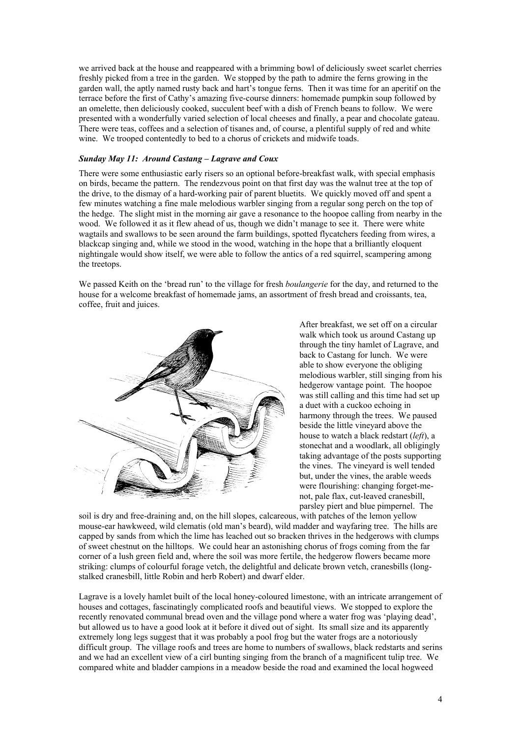we arrived back at the house and reappeared with a brimming bowl of deliciously sweet scarlet cherries freshly picked from a tree in the garden. We stopped by the path to admire the ferns growing in the garden wall, the aptly named rusty back and hart's tongue ferns. Then it was time for an aperitif on the terrace before the first of Cathy's amazing five-course dinners: homemade pumpkin soup followed by an omelette, then deliciously cooked, succulent beef with a dish of French beans to follow. We were presented with a wonderfully varied selection of local cheeses and finally, a pear and chocolate gateau. There were teas, coffees and a selection of tisanes and, of course, a plentiful supply of red and white wine. We trooped contentedly to bed to a chorus of crickets and midwife toads.

***Sunday May 11: Around Castang – Lagrave and Coux***

There were some enthusiastic early risers so an optional before-breakfast walk, with special emphasis on birds, became the pattern. The rendezvous point on that first day was the walnut tree at the top of the drive, to the dismay of a hard-working pair of parent bluetits. We quickly moved off and spent a few minutes watching a fine male melodious warbler singing from a regular song perch on the top of the hedge. The slight mist in the morning air gave a resonance to the hoopoe calling from nearby in the wood. We followed it as it flew ahead of us, though we didn't manage to see it. There were white wagtails and swallows to be seen around the farm buildings, spotted flycatchers feeding from wires, a blackcap singing and, while we stood in the wood, watching in the hope that a brilliantly eloquent nightingale would show itself, we were able to follow the antics of a red squirrel, scampering among the treetops.

We passed Keith on the 'bread run' to the village for fresh *boulangerie* for the day, and returned to the house for a welcome breakfast of homemade jams, an assortment of fresh bread and croissants, tea, coffee, fruit and juices.

After breakfast, we set off on a circular walk which took us around Castang up through the tiny hamlet of Lagrave, and back to Castang for lunch. We were able to show everyone the obliging melodious warbler, still singing from his hedgerow vantage point. The hoopoe was still calling and this time had set up a duet with a cuckoo echoing in harmony through the trees. We paused beside the little vineyard above the house to watch a black redstart (*left*), a stonechat and a woodlark, all obligingly taking advantage of the posts supporting the vines. The vineyard is well tended but, under the vines, the arable weeds were flourishing: changing forget-me-not, pale flax, cut-leaved cranesbill, parsley piert and blue pimpernel. The soil is dry and free-draining and, on the hill slopes, calcareous, with patches of the lemon yellow mouse-ear hawkweed, wild clematis (old man's beard), wild madder and wayfaring tree. The hills are capped by sands from which the lime has leached out so bracken thrives in the hedgerows with clumps of sweet chestnut on the hilltops. We could hear an astonishing chorus of frogs coming from the far corner of a lush green field and, where the soil was more fertile, the hedgerow flowers became more striking: clumps of colourful forage vetch, the delightful and delicate brown vetch, cranesbills (long-stalked cranesbill, little Robin and herb Robert) and dwarf elder.

Lagrave is a lovely hamlet built of the local honey-coloured limestone, with an intricate arrangement of houses and cottages, fascinatingly complicated roofs and beautiful views. We stopped to explore the recently renovated communal bread oven and the village pond where a water frog was 'playing dead', but allowed us to have a good look at it before it dived out of sight. Its small size and its apparently extremely long legs suggest that it was probably a pool frog but the water frogs are a notoriously difficult group. The village roofs and trees are home to numbers of swallows, black redstarts and serins and we had an excellent view of a cirl bunting singing from the branch of a magnificent tulip tree. We compared white and bladder campions in a meadow beside the road and examined the local hogweed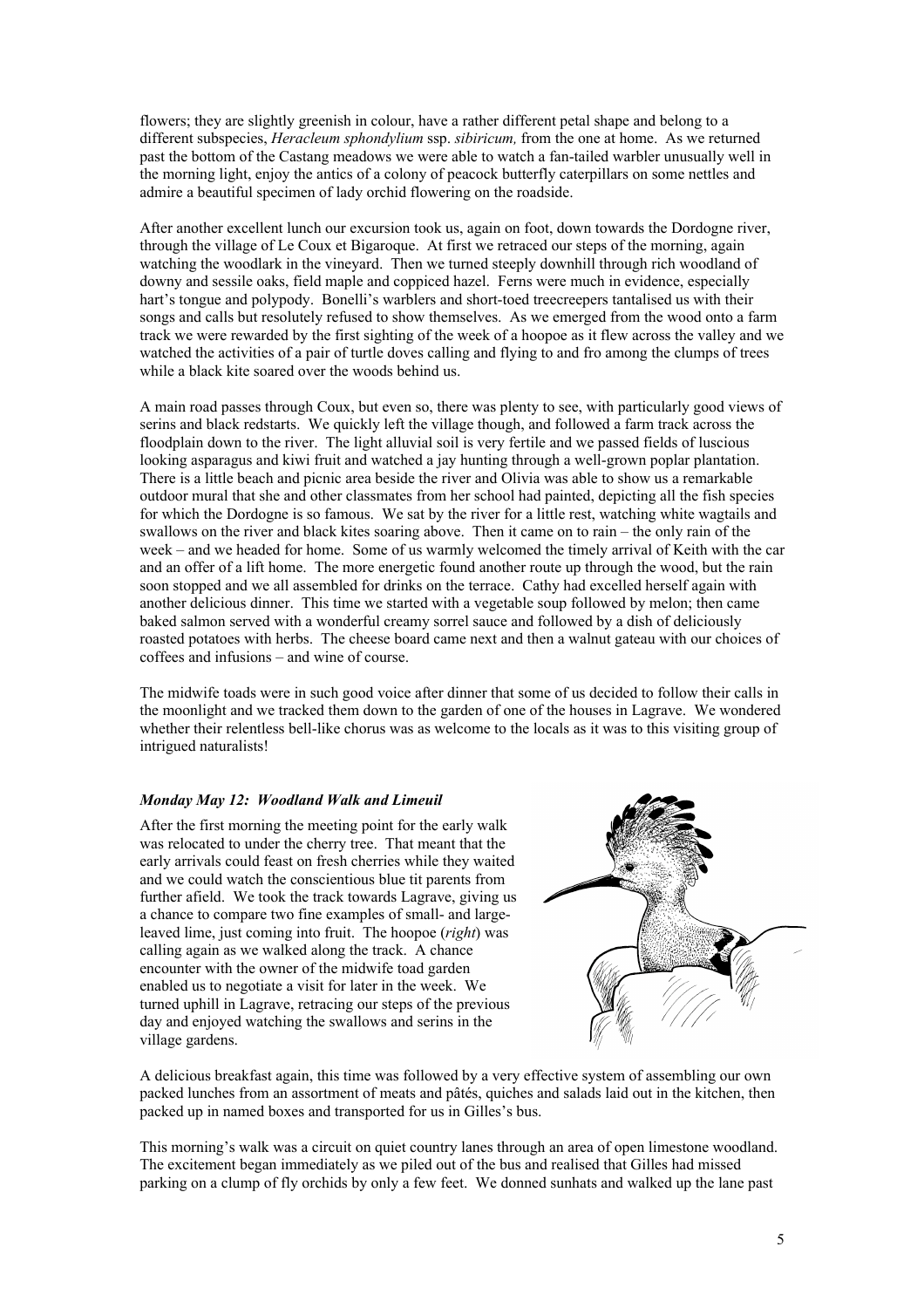flowers; they are slightly greenish in colour, have a rather different petal shape and belong to a different subspecies, *Heracleum sphondylium* ssp. *sibiricum,* from the one at home. As we returned past the bottom of the Castang meadows we were able to watch a fan-tailed warbler unusually well in the morning light, enjoy the antics of a colony of peacock butterfly caterpillars on some nettles and admire a beautiful specimen of lady orchid flowering on the roadside.

After another excellent lunch our excursion took us, again on foot, down towards the Dordogne river, through the village of Le Coux et Bigaroque. At first we retraced our steps of the morning, again watching the woodlark in the vineyard. Then we turned steeply downhill through rich woodland of downy and sessile oaks, field maple and coppiced hazel. Ferns were much in evidence, especially hart's tongue and polypody. Bonelli's warblers and short-toed treecreepers tantalised us with their songs and calls but resolutely refused to show themselves. As we emerged from the wood onto a farm track we were rewarded by the first sighting of the week of a hoopoe as it flew across the valley and we watched the activities of a pair of turtle doves calling and flying to and fro among the clumps of trees while a black kite soared over the woods behind us.

A main road passes through Coux, but even so, there was plenty to see, with particularly good views of serins and black redstarts. We quickly left the village though, and followed a farm track across the floodplain down to the river. The light alluvial soil is very fertile and we passed fields of luscious looking asparagus and kiwi fruit and watched a jay hunting through a well-grown poplar plantation. There is a little beach and picnic area beside the river and Olivia was able to show us a remarkable outdoor mural that she and other classmates from her school had painted, depicting all the fish species for which the Dordogne is so famous. We sat by the river for a little rest, watching white wagtails and swallows on the river and black kites soaring above. Then it came on to rain – the only rain of the week – and we headed for home. Some of us warmly welcomed the timely arrival of Keith with the car and an offer of a lift home. The more energetic found another route up through the wood, but the rain soon stopped and we all assembled for drinks on the terrace. Cathy had excelled herself again with another delicious dinner. This time we started with a vegetable soup followed by melon; then came baked salmon served with a wonderful creamy sorrel sauce and followed by a dish of deliciously roasted potatoes with herbs. The cheese board came next and then a walnut gateau with our choices of coffees and infusions – and wine of course.

The midwife toads were in such good voice after dinner that some of us decided to follow their calls in the moonlight and we tracked them down to the garden of one of the houses in Lagrave. We wondered whether their relentless bell-like chorus was as welcome to the locals as it was to this visiting group of intrigued naturalists!

### *Monday May 12: Woodland Walk and Limeuil*

After the first morning the meeting point for the early walk was relocated to under the cherry tree. That meant that the early arrivals could feast on fresh cherries while they waited and we could watch the conscientious blue tit parents from further afield. We took the track towards Lagrave, giving us a chance to compare two fine examples of small- and large-leaved lime, just coming into fruit. The hoopoe (*right*) was calling again as we walked along the track. A chance encounter with the owner of the midwife toad garden enabled us to negotiate a visit for later in the week. We turned uphill in Lagrave, retracing our steps of the previous day and enjoyed watching the swallows and serins in the village gardens.

A delicious breakfast again, this time was followed by a very effective system of assembling our own packed lunches from an assortment of meats and pâtés, quiches and salads laid out in the kitchen, then packed up in named boxes and transported for us in Gilles's bus.

This morning's walk was a circuit on quiet country lanes through an area of open limestone woodland. The excitement began immediately as we piled out of the bus and realised that Gilles had missed parking on a clump of fly orchids by only a few feet. We donned sunhats and walked up the lane past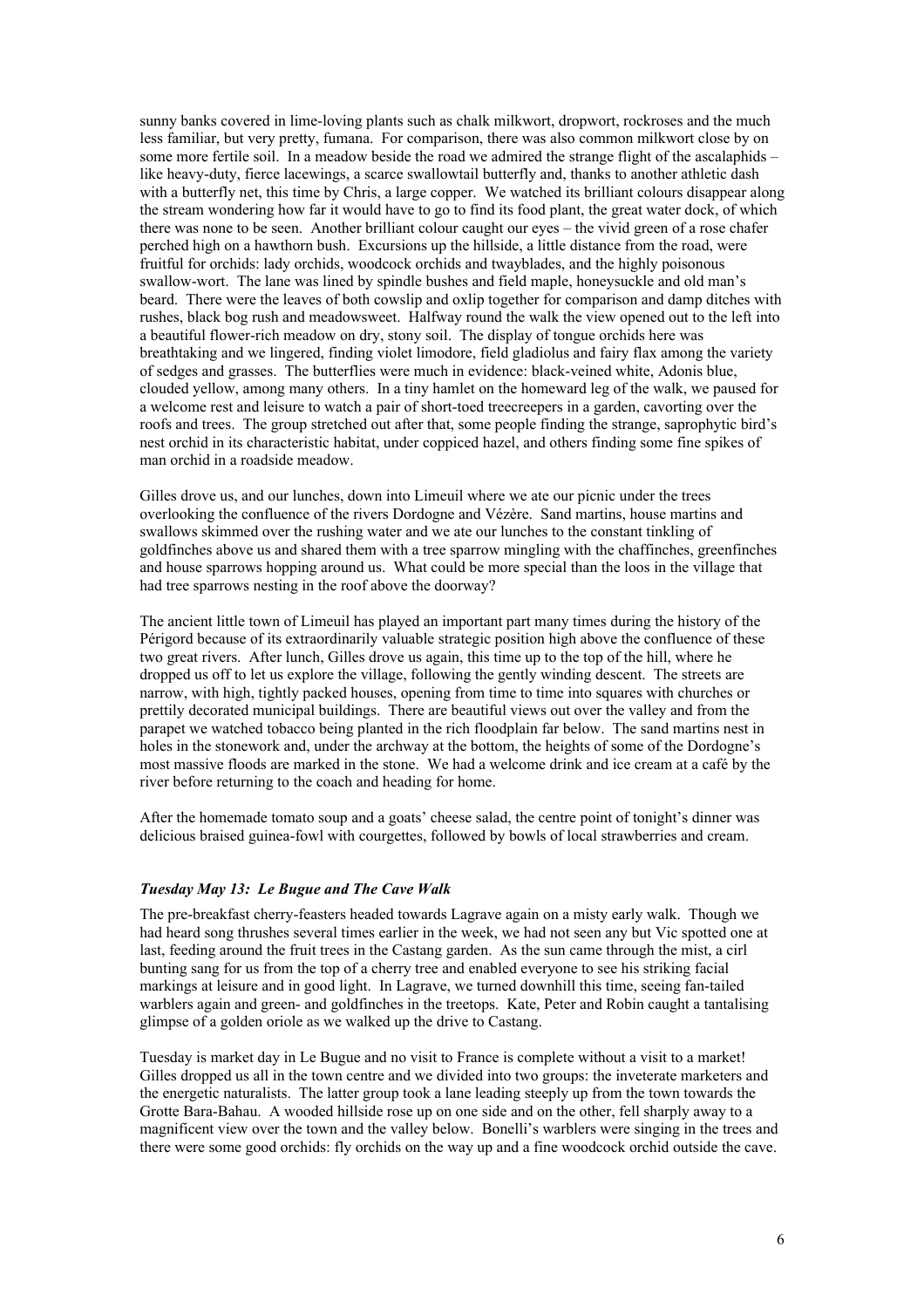sunny banks covered in lime-loving plants such as chalk milkwort, dropwort, rockroses and the much less familiar, but very pretty, fumana. For comparison, there was also common milkwort close by on some more fertile soil. In a meadow beside the road we admired the strange flight of the ascalaphids – like heavy-duty, fierce lacewings, a scarce swallowtail butterfly and, thanks to another athletic dash with a butterfly net, this time by Chris, a large copper. We watched its brilliant colours disappear along the stream wondering how far it would have to go to find its food plant, the great water dock, of which there was none to be seen. Another brilliant colour caught our eyes – the vivid green of a rose chafer perched high on a hawthorn bush. Excursions up the hillside, a little distance from the road, were fruitful for orchids: lady orchids, woodcock orchids and twayblades, and the highly poisonous swallow-wort. The lane was lined by spindle bushes and field maple, honeysuckle and old man's beard. There were the leaves of both cowslip and oxlip together for comparison and damp ditches with rushes, black bog rush and meadowsweet. Halfway round the walk the view opened out to the left into a beautiful flower-rich meadow on dry, stony soil. The display of tongue orchids here was breathtaking and we lingered, finding violet limodore, field gladiolus and fairy flax among the variety of sedges and grasses. The butterflies were much in evidence: black-veined white, Adonis blue, clouded yellow, among many others. In a tiny hamlet on the homeward leg of the walk, we paused for a welcome rest and leisure to watch a pair of short-toed treecreepers in a garden, cavorting over the roofs and trees. The group stretched out after that, some people finding the strange, saprophytic bird's nest orchid in its characteristic habitat, under coppiced hazel, and others finding some fine spikes of man orchid in a roadside meadow.

Gilles drove us, and our lunches, down into Limeuil where we ate our picnic under the trees overlooking the confluence of the rivers Dordogne and Vézère. Sand martins, house martins and swallows skimmed over the rushing water and we ate our lunches to the constant tinkling of goldfinches above us and shared them with a tree sparrow mingling with the chaffinches, greenfinches and house sparrows hopping around us. What could be more special than the loos in the village that had tree sparrows nesting in the roof above the doorway?

The ancient little town of Limeuil has played an important part many times during the history of the Périgord because of its extraordinarily valuable strategic position high above the confluence of these two great rivers. After lunch, Gilles drove us again, this time up to the top of the hill, where he dropped us off to let us explore the village, following the gently winding descent. The streets are narrow, with high, tightly packed houses, opening from time to time into squares with churches or prettily decorated municipal buildings. There are beautiful views out over the valley and from the parapet we watched tobacco being planted in the rich floodplain far below. The sand martins nest in holes in the stonework and, under the archway at the bottom, the heights of some of the Dordogne's most massive floods are marked in the stone. We had a welcome drink and ice cream at a café by the river before returning to the coach and heading for home.

After the homemade tomato soup and a goats' cheese salad, the centre point of tonight's dinner was delicious braised guinea-fowl with courgettes, followed by bowls of local strawberries and cream.

### *Tuesday May 13: Le Bugue and The Cave Walk*

The pre-breakfast cherry-feasters headed towards Lagrave again on a misty early walk. Though we had heard song thrushes several times earlier in the week, we had not seen any but Vic spotted one at last, feeding around the fruit trees in the Castang garden. As the sun came through the mist, a cirl bunting sang for us from the top of a cherry tree and enabled everyone to see his striking facial markings at leisure and in good light. In Lagrave, we turned downhill this time, seeing fan-tailed warblers again and green- and goldfinches in the treetops. Kate, Peter and Robin caught a tantalising glimpse of a golden oriole as we walked up the drive to Castang.

Tuesday is market day in Le Bugue and no visit to France is complete without a visit to a market! Gilles dropped us all in the town centre and we divided into two groups: the inveterate marketeers and the energetic naturalists. The latter group took a lane leading steeply up from the town towards the Grotte Bara-Bahau. A wooded hillside rose up on one side and on the other, fell sharply away to a magnificent view over the town and the valley below. Bonelli's warblers were singing in the trees and there were some good orchids: fly orchids on the way up and a fine woodcock orchid outside the cave.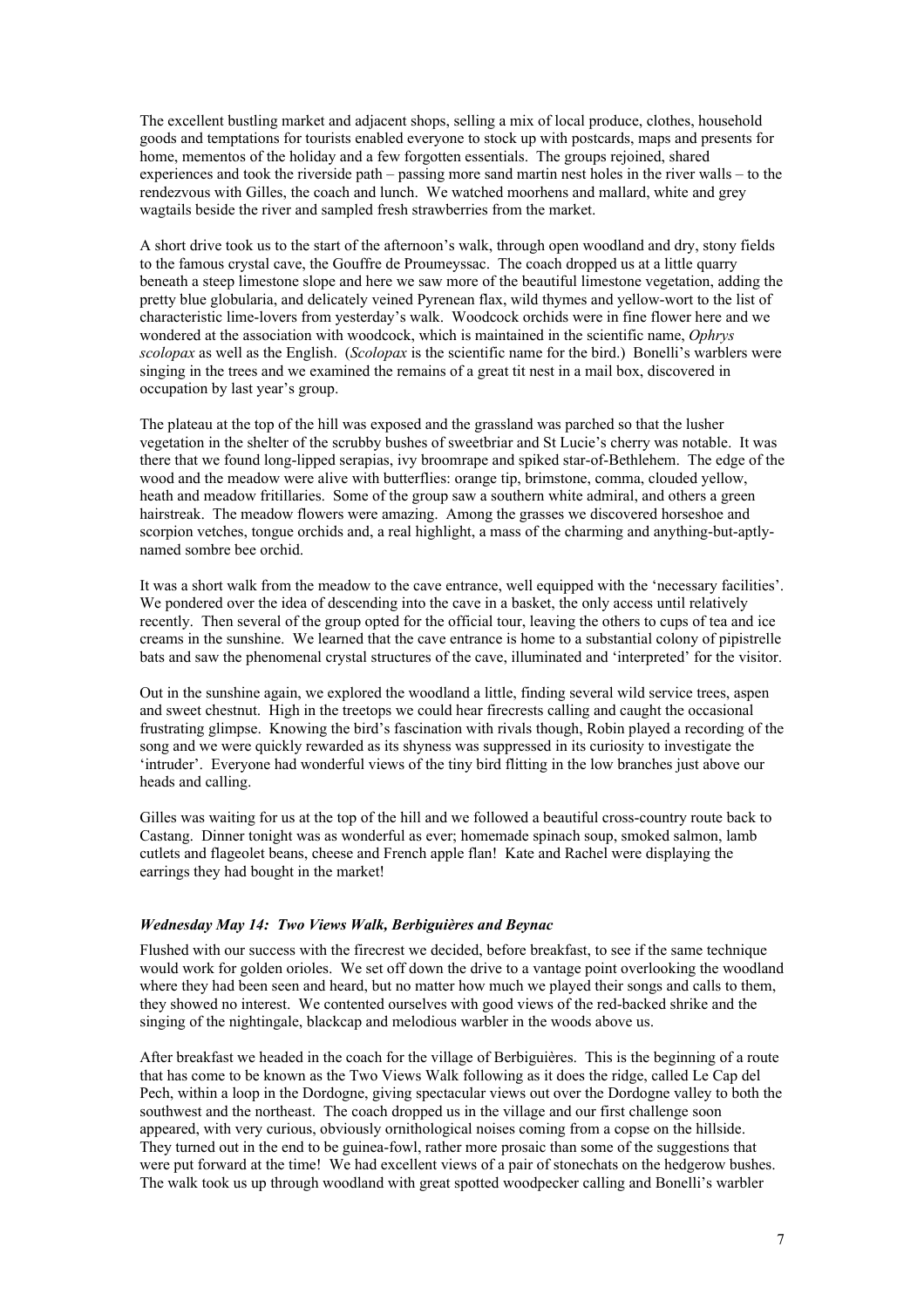The excellent bustling market and adjacent shops, selling a mix of local produce, clothes, household goods and temptations for tourists enabled everyone to stock up with postcards, maps and presents for home, mementos of the holiday and a few forgotten essentials. The groups rejoined, shared experiences and took the riverside path – passing more sand martin nest holes in the river walls – to the rendezvous with Gilles, the coach and lunch. We watched moorhens and mallard, white and grey wagtails beside the river and sampled fresh strawberries from the market.

A short drive took us to the start of the afternoon's walk, through open woodland and dry, stony fields to the famous crystal cave, the Gouffre de Proumeyssac. The coach dropped us at a little quarry beneath a steep limestone slope and here we saw more of the beautiful limestone vegetation, adding the pretty blue globularia, and delicately veined Pyrenean flax, wild thymes and yellow-wort to the list of characteristic lime-lovers from yesterday's walk. Woodcock orchids were in fine flower here and we wondered at the association with woodcock, which is maintained in the scientific name, *Ophrys scolopax* as well as the English. (*Scolopax* is the scientific name for the bird.) Bonelli's warblers were singing in the trees and we examined the remains of a great tit nest in a mail box, discovered in occupation by last year's group.

The plateau at the top of the hill was exposed and the grassland was parched so that the lusher vegetation in the shelter of the scrubby bushes of sweetbriar and St Lucie's cherry was notable. It was there that we found long-lipped serapias, ivy broomrape and spiked star-of-Bethlehem. The edge of the wood and the meadow were alive with butterflies: orange tip, brimstone, comma, clouded yellow, heath and meadow fritillaries. Some of the group saw a southern white admiral, and others a green hairstreak. The meadow flowers were amazing. Among the grasses we discovered horseshoe and scorpion vetches, tongue orchids and, a real highlight, a mass of the charming and anything-but-aptly-named sombre bee orchid.

It was a short walk from the meadow to the cave entrance, well equipped with the 'necessary facilities'. We pondered over the idea of descending into the cave in a basket, the only access until relatively recently. Then several of the group opted for the official tour, leaving the others to cups of tea and ice creams in the sunshine. We learned that the cave entrance is home to a substantial colony of pipistrelle bats and saw the phenomenal crystal structures of the cave, illuminated and 'interpreted' for the visitor.

Out in the sunshine again, we explored the woodland a little, finding several wild service trees, aspen and sweet chestnut. High in the treetops we could hear firecrests calling and caught the occasional frustrating glimpse. Knowing the bird's fascination with rivals though, Robin played a recording of the song and we were quickly rewarded as its shyness was suppressed in its curiosity to investigate the 'intruder'. Everyone had wonderful views of the tiny bird flitting in the low branches just above our heads and calling.

Gilles was waiting for us at the top of the hill and we followed a beautiful cross-country route back to Castang. Dinner tonight was as wonderful as ever; homemade spinach soup, smoked salmon, lamb cutlets and flageolet beans, cheese and French apple flan! Kate and Rachel were displaying the earrings they had bought in the market!

### *Wednesday May 14: Two Views Walk, Berbiguières and Beynac*

Flushed with our success with the firecrest we decided, before breakfast, to see if the same technique would work for golden orioles. We set off down the drive to a vantage point overlooking the woodland where they had been seen and heard, but no matter how much we played their songs and calls to them, they showed no interest. We contented ourselves with good views of the red-backed shrike and the singing of the nightingale, blackcap and melodious warbler in the woods above us.

After breakfast we headed in the coach for the village of Berbiguières. This is the beginning of a route that has come to be known as the Two Views Walk following as it does the ridge, called Le Cap del Pech, within a loop in the Dordogne, giving spectacular views out over the Dordogne valley to both the southwest and the northeast. The coach dropped us in the village and our first challenge soon appeared, with very curious, obviously ornithological noises coming from a copse on the hillside. They turned out in the end to be guinea-fowl, rather more prosaic than some of the suggestions that were put forward at the time! We had excellent views of a pair of stonechats on the hedgerow bushes. The walk took us up through woodland with great spotted woodpecker calling and Bonelli's warbler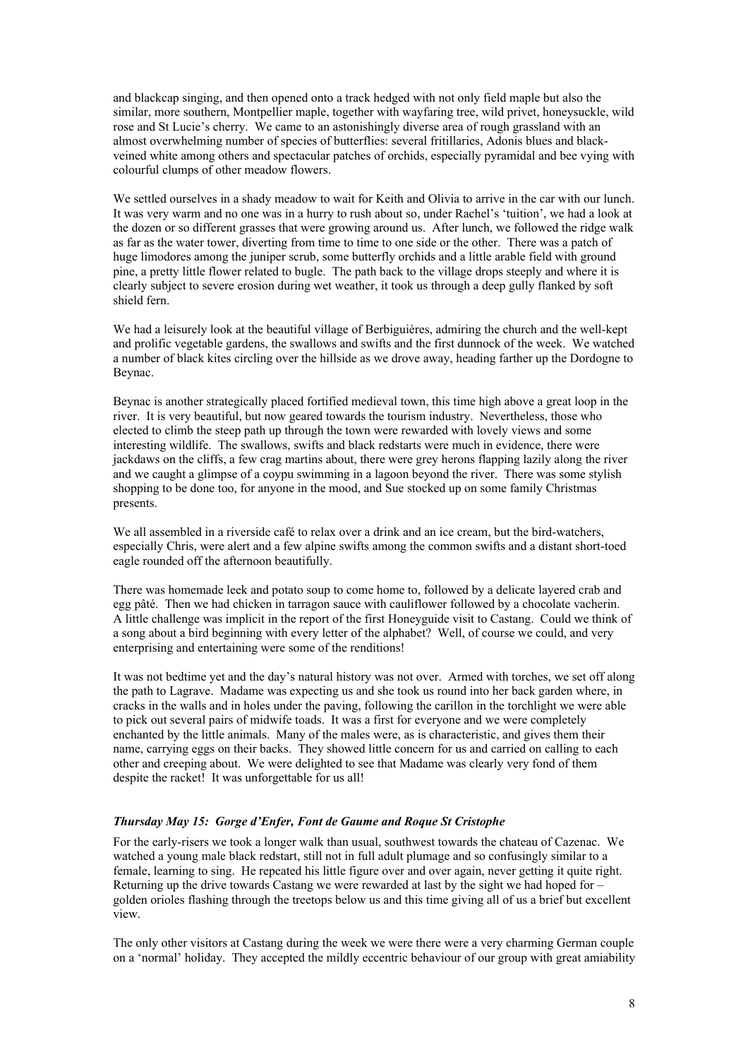and blackcap singing, and then opened onto a track hedged with not only field maple but also the similar, more southern, Montpellier maple, together with wayfaring tree, wild privet, honeysuckle, wild rose and St Lucie's cherry. We came to an astonishingly diverse area of rough grassland with an almost overwhelming number of species of butterflies: several fritillaries, Adonis blues and black-veined white among others and spectacular patches of orchids, especially pyramidal and bee vying with colourful clumps of other meadow flowers.

We settled ourselves in a shady meadow to wait for Keith and Olivia to arrive in the car with our lunch. It was very warm and no one was in a hurry to rush about so, under Rachel's 'tuition', we had a look at the dozen or so different grasses that were growing around us. After lunch, we followed the ridge walk as far as the water tower, diverting from time to time to one side or the other. There was a patch of huge limodores among the juniper scrub, some butterfly orchids and a little arable field with ground pine, a pretty little flower related to bugle. The path back to the village drops steeply and where it is clearly subject to severe erosion during wet weather, it took us through a deep gully flanked by soft shield fern.

We had a leisurely look at the beautiful village of Berbiguières, admiring the church and the well-kept and prolific vegetable gardens, the swallows and swifts and the first dunnock of the week. We watched a number of black kites circling over the hillside as we drove away, heading farther up the Dordogne to Beynac.

Beynac is another strategically placed fortified medieval town, this time high above a great loop in the river. It is very beautiful, but now geared towards the tourism industry. Nevertheless, those who elected to climb the steep path up through the town were rewarded with lovely views and some interesting wildlife. The swallows, swifts and black redstarts were much in evidence, there were jackdaws on the cliffs, a few crag martins about, there were grey herons flapping lazily along the river and we caught a glimpse of a coypu swimming in a lagoon beyond the river. There was some stylish shopping to be done too, for anyone in the mood, and Sue stocked up on some family Christmas presents.

We all assembled in a riverside café to relax over a drink and an ice cream, but the bird-watchers, especially Chris, were alert and a few alpine swifts among the common swifts and a distant short-toed eagle rounded off the afternoon beautifully.

There was homemade leek and potato soup to come home to, followed by a delicate layered crab and egg pâté. Then we had chicken in tarragon sauce with cauliflower followed by a chocolate vacherin. A little challenge was implicit in the report of the first Honeyguide visit to Castang. Could we think of a song about a bird beginning with every letter of the alphabet? Well, of course we could, and very enterprising and entertaining were some of the renditions!

It was not bedtime yet and the day's natural history was not over. Armed with torches, we set off along the path to Lagrave. Madame was expecting us and she took us round into her back garden where, in cracks in the walls and in holes under the paving, following the carillon in the torchlight we were able to pick out several pairs of midwife toads. It was a first for everyone and we were completely enchanted by the little animals. Many of the males were, as is characteristic, and gives them their name, carrying eggs on their backs. They showed little concern for us and carried on calling to each other and creeping about. We were delighted to see that Madame was clearly very fond of them despite the racket! It was unforgettable for us all!

### *Thursday May 15: Gorge d'Enfer, Font de Gaume and Roque St Cristophe*

For the early-risers we took a longer walk than usual, southwest towards the chateau of Cazenac. We watched a young male black redstart, still not in full adult plumage and so confusingly similar to a female, learning to sing. He repeated his little figure over and over again, never getting it quite right. Returning up the drive towards Castang we were rewarded at last by the sight we had hoped for – golden orioles flashing through the treetops below us and this time giving all of us a brief but excellent view.

The only other visitors at Castang during the week we were there were a very charming German couple on a 'normal' holiday. They accepted the mildly eccentric behaviour of our group with great amiability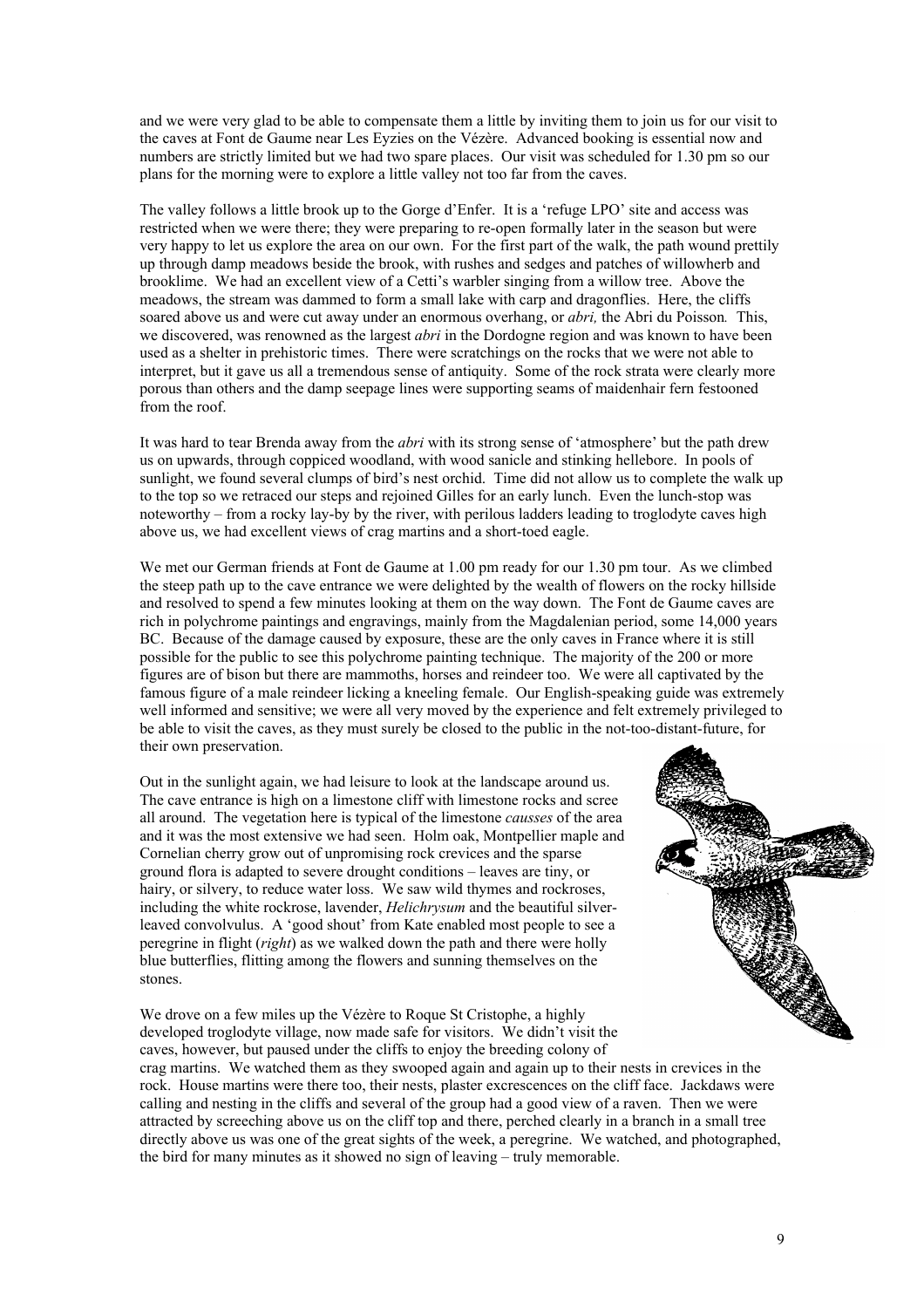and we were very glad to be able to compensate them a little by inviting them to join us for our visit to the caves at Font de Gaume near Les Eyzies on the Vézère. Advanced booking is essential now and numbers are strictly limited but we had two spare places. Our visit was scheduled for 1.30 pm so our plans for the morning were to explore a little valley not too far from the caves.

The valley follows a little brook up to the Gorge d'Enfer. It is a 'refuge LPO' site and access was restricted when we were there; they were preparing to re-open formally later in the season but were very happy to let us explore the area on our own. For the first part of the walk, the path wound prettily up through damp meadows beside the brook, with rushes and sedges and patches of willowherb and brooklime. We had an excellent view of a Cetti's warbler singing from a willow tree. Above the meadows, the stream was dammed to form a small lake with carp and dragonflies. Here, the cliffs soared above us and were cut away under an enormous overhang, or *abri,* the Abri du Poisson*.* This, we discovered, was renowned as the largest *abri* in the Dordogne region and was known to have been used as a shelter in prehistoric times. There were scratchings on the rocks that we were not able to interpret, but it gave us all a tremendous sense of antiquity. Some of the rock strata were clearly more porous than others and the damp seepage lines were supporting seams of maidenhair fern festooned from the roof.

It was hard to tear Brenda away from the *abri* with its strong sense of 'atmosphere' but the path drew us on upwards, through coppiced woodland, with wood sanicle and stinking hellebore. In pools of sunlight, we found several clumps of bird's nest orchid. Time did not allow us to complete the walk up to the top so we retraced our steps and rejoined Gilles for an early lunch. Even the lunch-stop was noteworthy – from a rocky lay-by by the river, with perilous ladders leading to troglodyte caves high above us, we had excellent views of crag martins and a short-toed eagle.

We met our German friends at Font de Gaume at 1.00 pm ready for our 1.30 pm tour. As we climbed the steep path up to the cave entrance we were delighted by the wealth of flowers on the rocky hillside and resolved to spend a few minutes looking at them on the way down. The Font de Gaume caves are rich in polychrome paintings and engravings, mainly from the Magdalenian period, some 14,000 years BC. Because of the damage caused by exposure, these are the only caves in France where it is still possible for the public to see this polychrome painting technique. The majority of the 200 or more figures are of bison but there are mammoths, horses and reindeer too. We were all captivated by the famous figure of a male reindeer licking a kneeling female. Our English-speaking guide was extremely well informed and sensitive; we were all very moved by the experience and felt extremely privileged to be able to visit the caves, as they must surely be closed to the public in the not-too-distant-future, for their own preservation.

Out in the sunlight again, we had leisure to look at the landscape around us. The cave entrance is high on a limestone cliff with limestone rocks and scree all around. The vegetation here is typical of the limestone *causses* of the area and it was the most extensive we had seen. Holm oak, Montpellier maple and Cornelian cherry grow out of unpromising rock crevices and the sparse ground flora is adapted to severe drought conditions – leaves are tiny, or hairy, or silvery, to reduce water loss. We saw wild thymes and rockroses, including the white rockrose, lavender, *Helichrysum* and the beautiful silver-leaved convolvulus. A 'good shout' from Kate enabled most people to see a peregrine in flight (*right*) as we walked down the path and there were holly blue butterflies, flitting among the flowers and sunning themselves on the stones.

We drove on a few miles up the Vézère to Roque St Cristophe, a highly developed troglodyte village, now made safe for visitors. We didn't visit the caves, however, but paused under the cliffs to enjoy the breeding colony of crag martins. We watched them as they swooped again and again up to their nests in crevices in the rock. House martins were there too, their nests, plaster excrescences on the cliff face. Jackdaws were calling and nesting in the cliffs and several of the group had a good view of a raven. Then we were attracted by screeching above us on the cliff top and there, perched clearly in a branch in a small tree directly above us was one of the great sights of the week, a peregrine. We watched, and photographed, the bird for many minutes as it showed no sign of leaving – truly memorable.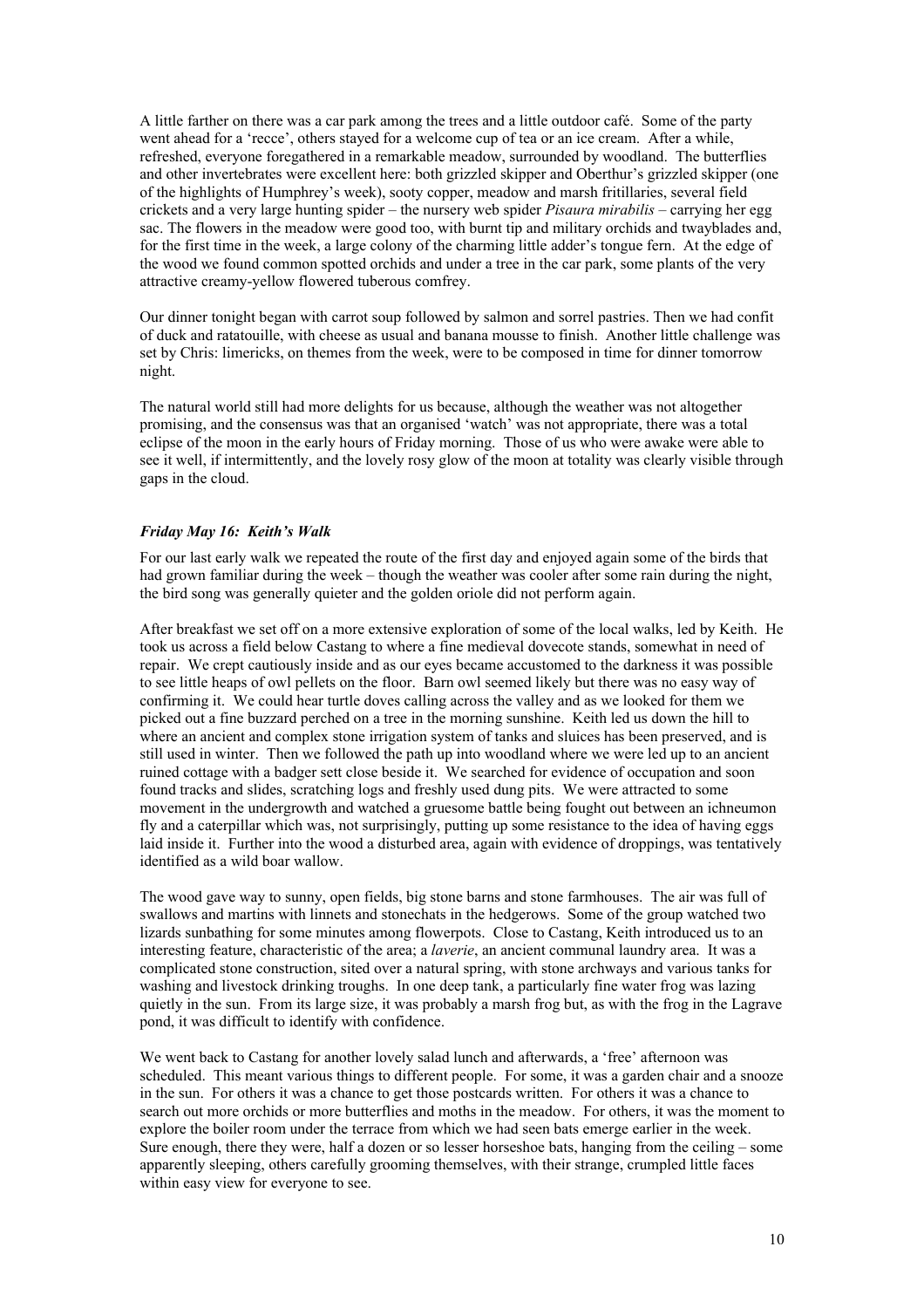A little farther on there was a car park among the trees and a little outdoor café. Some of the party went ahead for a 'recce', others stayed for a welcome cup of tea or an ice cream. After a while, refreshed, everyone foregathered in a remarkable meadow, surrounded by woodland. The butterflies and other invertebrates were excellent here: both grizzled skipper and Oberthur's grizzled skipper (one of the highlights of Humphrey's week), sooty copper, meadow and marsh fritillaries, several field crickets and a very large hunting spider – the nursery web spider *Pisaura mirabilis* – carrying her egg sac. The flowers in the meadow were good too, with burnt tip and military orchids and twayblades and, for the first time in the week, a large colony of the charming little adder's tongue fern. At the edge of the wood we found common spotted orchids and under a tree in the car park, some plants of the very attractive creamy-yellow flowered tuberous comfrey.

Our dinner tonight began with carrot soup followed by salmon and sorrel pastries. Then we had confit of duck and ratatouille, with cheese as usual and banana mousse to finish. Another little challenge was set by Chris: limericks, on themes from the week, were to be composed in time for dinner tomorrow night.

The natural world still had more delights for us because, although the weather was not altogether promising, and the consensus was that an organised 'watch' was not appropriate, there was a total eclipse of the moon in the early hours of Friday morning. Those of us who were awake were able to see it well, if intermittently, and the lovely rosy glow of the moon at totality was clearly visible through gaps in the cloud.

### *Friday May 16: Keith's Walk*

For our last early walk we repeated the route of the first day and enjoyed again some of the birds that had grown familiar during the week – though the weather was cooler after some rain during the night, the bird song was generally quieter and the golden oriole did not perform again.

After breakfast we set off on a more extensive exploration of some of the local walks, led by Keith. He took us across a field below Castang to where a fine medieval dovecote stands, somewhat in need of repair. We crept cautiously inside and as our eyes became accustomed to the darkness it was possible to see little heaps of owl pellets on the floor. Barn owl seemed likely but there was no easy way of confirming it. We could hear turtle doves calling across the valley and as we looked for them we picked out a fine buzzard perched on a tree in the morning sunshine. Keith led us down the hill to where an ancient and complex stone irrigation system of tanks and sluices has been preserved, and is still used in winter. Then we followed the path up into woodland where we were led up to an ancient ruined cottage with a badger sett close beside it. We searched for evidence of occupation and soon found tracks and slides, scratching logs and freshly used dung pits. We were attracted to some movement in the undergrowth and watched a gruesome battle being fought out between an ichneumon fly and a caterpillar which was, not surprisingly, putting up some resistance to the idea of having eggs laid inside it. Further into the wood a disturbed area, again with evidence of droppings, was tentatively identified as a wild boar wallow.

The wood gave way to sunny, open fields, big stone barns and stone farmhouses. The air was full of swallows and martins with linnets and stonechats in the hedgerows. Some of the group watched two lizards sunbathing for some minutes among flowerpots. Close to Castang, Keith introduced us to an interesting feature, characteristic of the area; a *laverie*, an ancient communal laundry area. It was a complicated stone construction, sited over a natural spring, with stone archways and various tanks for washing and livestock drinking troughs. In one deep tank, a particularly fine water frog was lazing quietly in the sun. From its large size, it was probably a marsh frog but, as with the frog in the Lagrave pond, it was difficult to identify with confidence.

We went back to Castang for another lovely salad lunch and afterwards, a 'free' afternoon was scheduled. This meant various things to different people. For some, it was a garden chair and a snooze in the sun. For others it was a chance to get those postcards written. For others it was a chance to search out more orchids or more butterflies and moths in the meadow. For others, it was the moment to explore the boiler room under the terrace from which we had seen bats emerge earlier in the week. Sure enough, there they were, half a dozen or so lesser horseshoe bats, hanging from the ceiling – some apparently sleeping, others carefully grooming themselves, with their strange, crumpled little faces within easy view for everyone to see.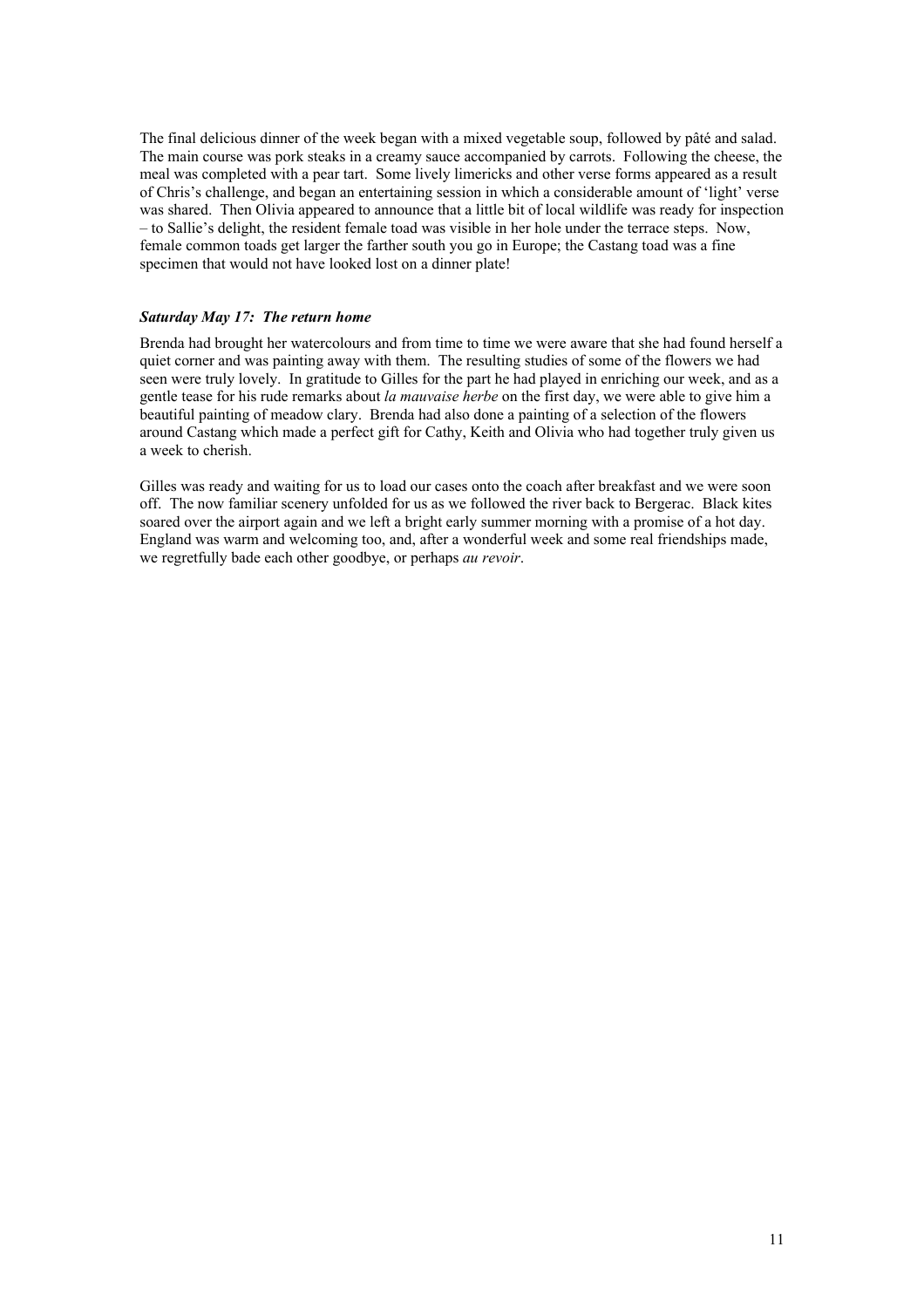The final delicious dinner of the week began with a mixed vegetable soup, followed by pâté and salad. The main course was pork steaks in a creamy sauce accompanied by carrots. Following the cheese, the meal was completed with a pear tart. Some lively limericks and other verse forms appeared as a result of Chris's challenge, and began an entertaining session in which a considerable amount of 'light' verse was shared. Then Olivia appeared to announce that a little bit of local wildlife was ready for inspection – to Sallie's delight, the resident female toad was visible in her hole under the terrace steps. Now, female common toads get larger the farther south you go in Europe; the Castang toad was a fine specimen that would not have looked lost on a dinner plate!

### *Saturday May 17: The return home*

Brenda had brought her watercolours and from time to time we were aware that she had found herself a quiet corner and was painting away with them. The resulting studies of some of the flowers we had seen were truly lovely. In gratitude to Gilles for the part he had played in enriching our week, and as a gentle tease for his rude remarks about *la mauvaise herbe* on the first day, we were able to give him a beautiful painting of meadow clary. Brenda had also done a painting of a selection of the flowers around Castang which made a perfect gift for Cathy, Keith and Olivia who had together truly given us a week to cherish.

Gilles was ready and waiting for us to load our cases onto the coach after breakfast and we were soon off. The now familiar scenery unfolded for us as we followed the river back to Bergerac. Black kites soared over the airport again and we left a bright early summer morning with a promise of a hot day. England was warm and welcoming too, and, after a wonderful week and some real friendships made, we regretfully bade each other goodbye, or perhaps *au revoir*.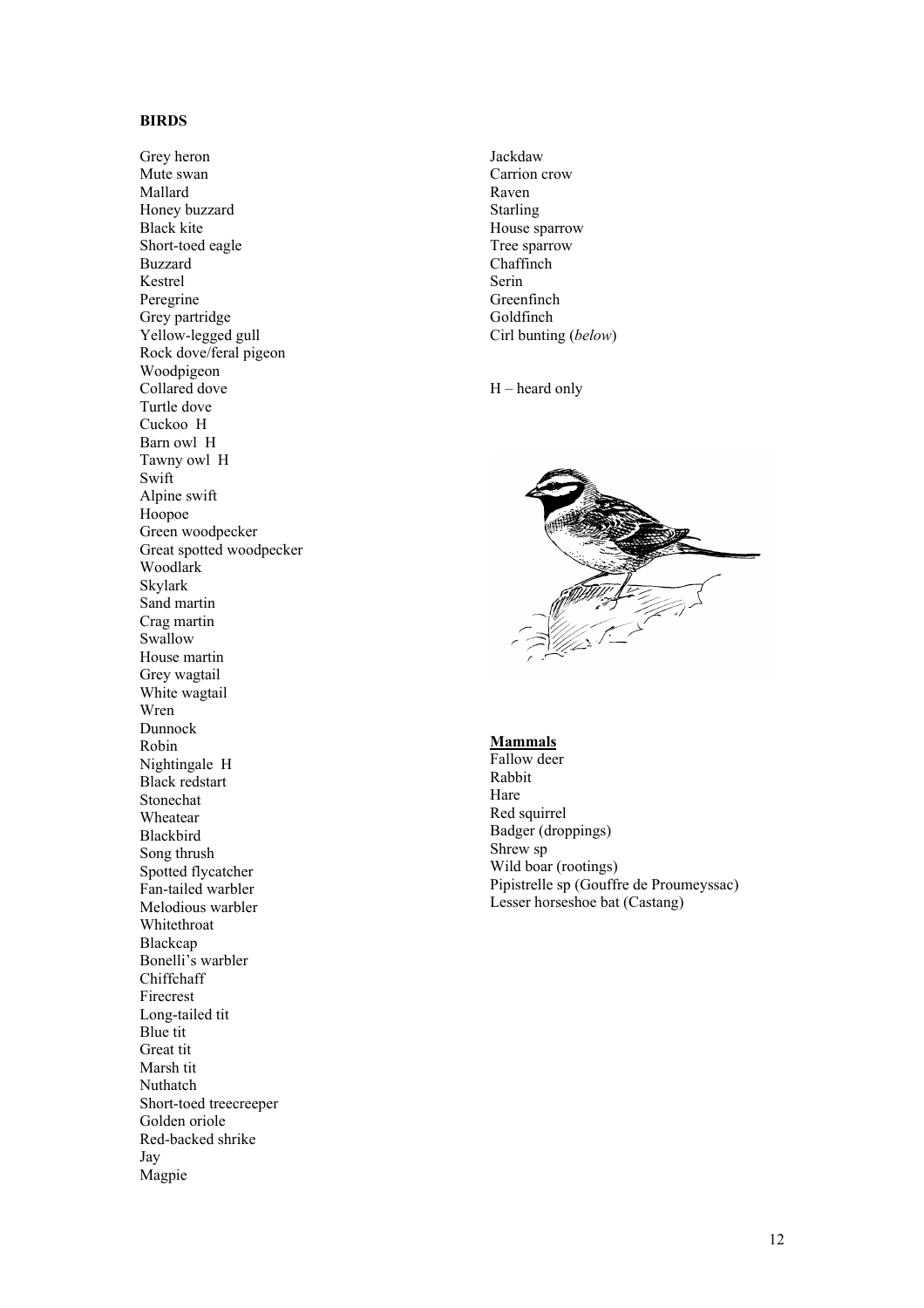**BIRDS**

Grey heron
Mute swan
Mallard
Honey buzzard
Black kite
Short-toed eagle
Buzzard
Kestrel
Peregrine
Grey partridge
Yellow-legged gull
Rock dove/feral pigeon
Woodpigeon
Collared dove
Turtle dove
Cuckoo H
Barn owl H
Tawny owl H
Swift
Alpine swift
Hoopoe
Green woodpecker
Great spotted woodpecker
Woodlark
Skylark
Sand martin
Crag martin
Swallow
House martin
Grey wagtail
White wagtail
Wren
Dunnock
Robin
Nightingale H
Black redstart
Stonechat
Wheatear
Blackbird
Song thrush
Spotted flycatcher
Fan-tailed warbler
Melodious warbler
Whitethroat
Blackcap
Bonelli's warbler
Chiffchaff
Firecrest
Long-tailed tit
Blue tit
Great tit
Marsh tit
Nuthatch
Short-toed treecreeper
Golden oriole
Red-backed shrike
Jay
Magpie
Jackdaw
Carrion crow
Raven
Starling
House sparrow
Tree sparrow
Chaffinch
Serin
Greenfinch
Goldfinch
Cirl bunting (*below*)

H – heard only

**Mammals**

Fallow deer
Rabbit
Hare
Red squirrel
Badger (droppings)
Shrew sp
Wild boar (rootings)
Pipistrelle sp (Gouffre de Proumeyssac)
Lesser horseshoe bat (Castang)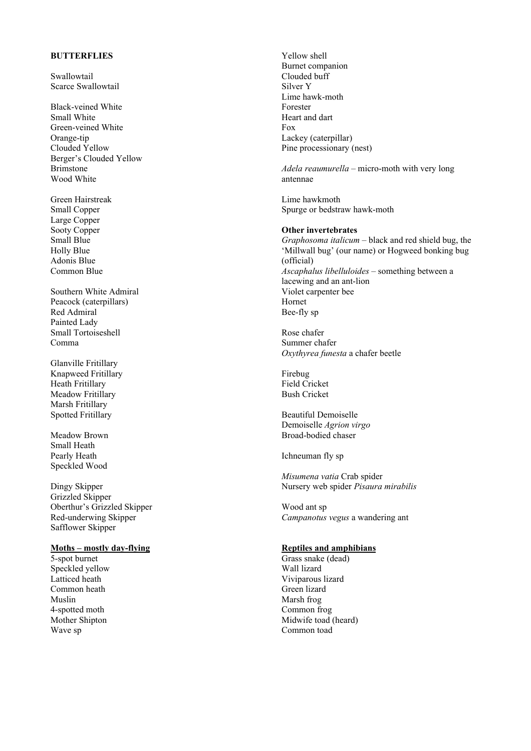**BUTTERFLIES**

Swallowtail
Scarce Swallowtail

Black-veined White
Small White
Green-veined White
Orange-tip
Clouded Yellow
Berger's Clouded Yellow
Brimstone
Wood White

Green Hairstreak
Small Copper
Large Copper
Sooty Copper
Small Blue
Holly Blue
Adonis Blue
Common Blue

Southern White Admiral
Peacock (caterpillars)
Red Admiral
Painted Lady
Small Tortoiseshell
Comma

Glanville Fritillary
Knapweed Fritillary
Heath Fritillary
Meadow Fritillary
Marsh Fritillary
Spotted Fritillary

Meadow Brown
Small Heath
Pearly Heath
Speckled Wood

Dingy Skipper
Grizzled Skipper
Oberthur's Grizzled Skipper
Red-underwing Skipper
Safflower Skipper

**Moths – mostly day-flying**

5-spot burnet
Speckled yellow
Latticed heath
Common heath
Muslin
4-spotted moth
Mother Shipton
Wave sp
Yellow shell
Burnet companion
Clouded buff
Silver Y
Lime hawk-moth
Forester
Heart and dart
Fox
Lackey (caterpillar)
Pine processionary (nest)

*Adela reaumurella* – micro-moth with very long antennae

Lime hawkmoth
Spurge or bedstraw hawk-moth

**Other invertebrates**

*Graphosoma italicum* – black and red shield bug, the 'Millwall bug' (our name) or Hogweed bonking bug (official)
*Ascaphalus libelluloides* – something between a lacewing and an ant-lion
Violet carpenter bee
Hornet
Bee-fly sp

Rose chafer
Summer chafer
*Oxythyrea funesta* a chafer beetle

Firebug
Field Cricket
Bush Cricket

Beautiful Demoiselle
Demoiselle *Agrion virgo*
Broad-bodied chaser

Ichneuman fly sp

*Misumena vatia* Crab spider
Nursery web spider *Pisaura mirabilis*

Wood ant sp
*Campanotus vegus* a wandering ant

**Reptiles and amphibians**

Grass snake (dead)
Wall lizard
Viviparous lizard
Green lizard
Marsh frog
Common frog
Midwife toad (heard)
Common toad